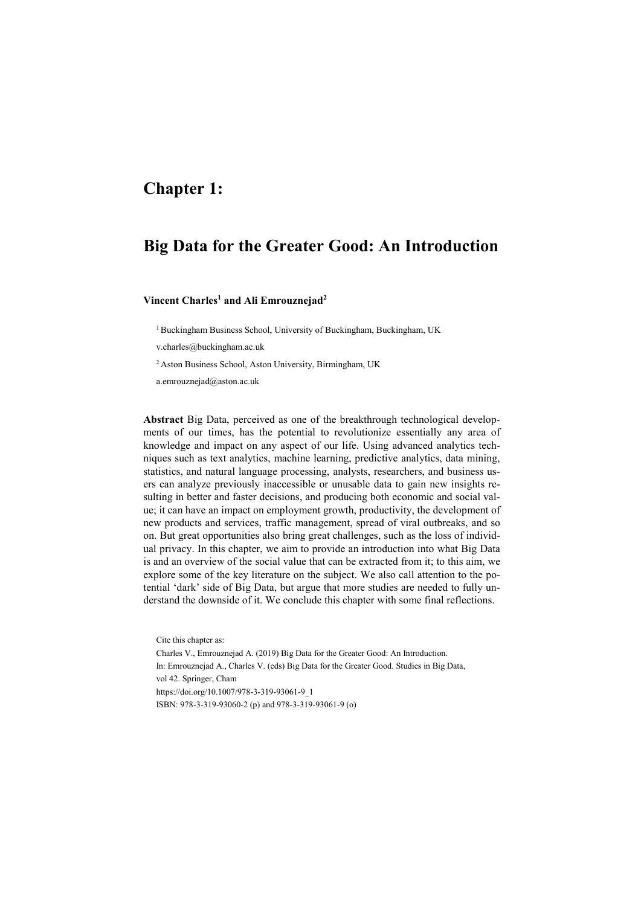# Chapter 1:

# Big Data for the Greater Good: An Introduction

**Vincent Charles[1] and Ali Emrouznejad[2]**

[1] Buckingham Business School, University of Buckingham, Buckingham, UK

v.charles@buckingham.ac.uk

[2] Aston Business School, Aston University, Birmingham, UK

a.emrouznejad@aston.ac.uk

**Abstract** Big Data, perceived as one of the breakthrough technological developments of our times, has the potential to revolutionize essentially any area of knowledge and impact on any aspect of our life. Using advanced analytics techniques such as text analytics, machine learning, predictive analytics, data mining, statistics, and natural language processing, analysts, researchers, and business users can analyze previously inaccessible or unusable data to gain new insights resulting in better and faster decisions, and producing both economic and social value; it can have an impact on employment growth, productivity, the development of new products and services, traffic management, spread of viral outbreaks, and so on. But great opportunities also bring great challenges, such as the loss of individual privacy. In this chapter, we aim to provide an introduction into what Big Data is and an overview of the social value that can be extracted from it; to this aim, we explore some of the key literature on the subject. We also call attention to the potential 'dark' side of Big Data, but argue that more studies are needed to fully understand the downside of it. We conclude this chapter with some final reflections.

Cite this chapter as:

Charles V., Emrouznejad A. (2019) Big Data for the Greater Good: An Introduction.
In: Emrouznejad A., Charles V. (eds) Big Data for the Greater Good. Studies in Big Data,
vol 42. Springer, Cham
https://doi.org/10.1007/978-3-319-93061-9_1
ISBN: 978-3-319-93060-2 (p) and 978-3-319-93061-9 (o)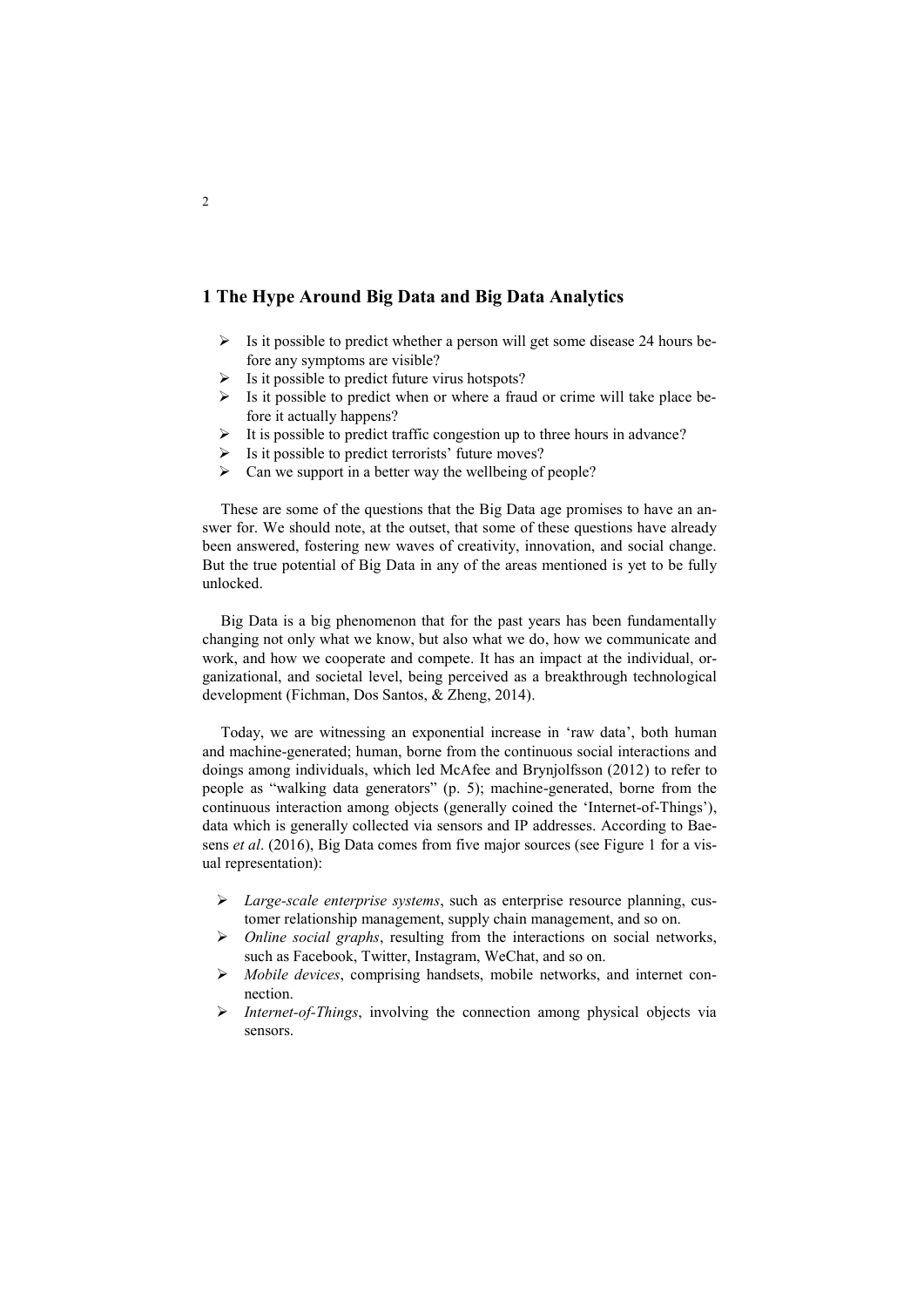# 1 The Hype Around Big Data and Big Data Analytics

- Is it possible to predict whether a person will get some disease 24 hours before any symptoms are visible?
- Is it possible to predict future virus hotspots?
- Is it possible to predict when or where a fraud or crime will take place before it actually happens?
- It is possible to predict traffic congestion up to three hours in advance?
- Is it possible to predict terrorists' future moves?
- Can we support in a better way the wellbeing of people?

These are some of the questions that the Big Data age promises to have an answer for. We should note, at the outset, that some of these questions have already been answered, fostering new waves of creativity, innovation, and social change. But the true potential of Big Data in any of the areas mentioned is yet to be fully unlocked.

Big Data is a big phenomenon that for the past years has been fundamentally changing not only what we know, but also what we do, how we communicate and work, and how we cooperate and compete. It has an impact at the individual, organizational, and societal level, being perceived as a breakthrough technological development (Fichman, Dos Santos, & Zheng, 2014).

Today, we are witnessing an exponential increase in 'raw data', both human and machine-generated; human, borne from the continuous social interactions and doings among individuals, which led McAfee and Brynjolfsson (2012) to refer to people as "walking data generators" (p. 5); machine-generated, borne from the continuous interaction among objects (generally coined the 'Internet-of-Things'), data which is generally collected via sensors and IP addresses. According to Baesens *et al*. (2016), Big Data comes from five major sources (see Figure 1 for a visual representation):

- *Large-scale enterprise systems*, such as enterprise resource planning, customer relationship management, supply chain management, and so on.
- *Online social graphs*, resulting from the interactions on social networks, such as Facebook, Twitter, Instagram, WeChat, and so on.
- *Mobile devices*, comprising handsets, mobile networks, and internet connection.
- *Internet-of-Things*, involving the connection among physical objects via sensors.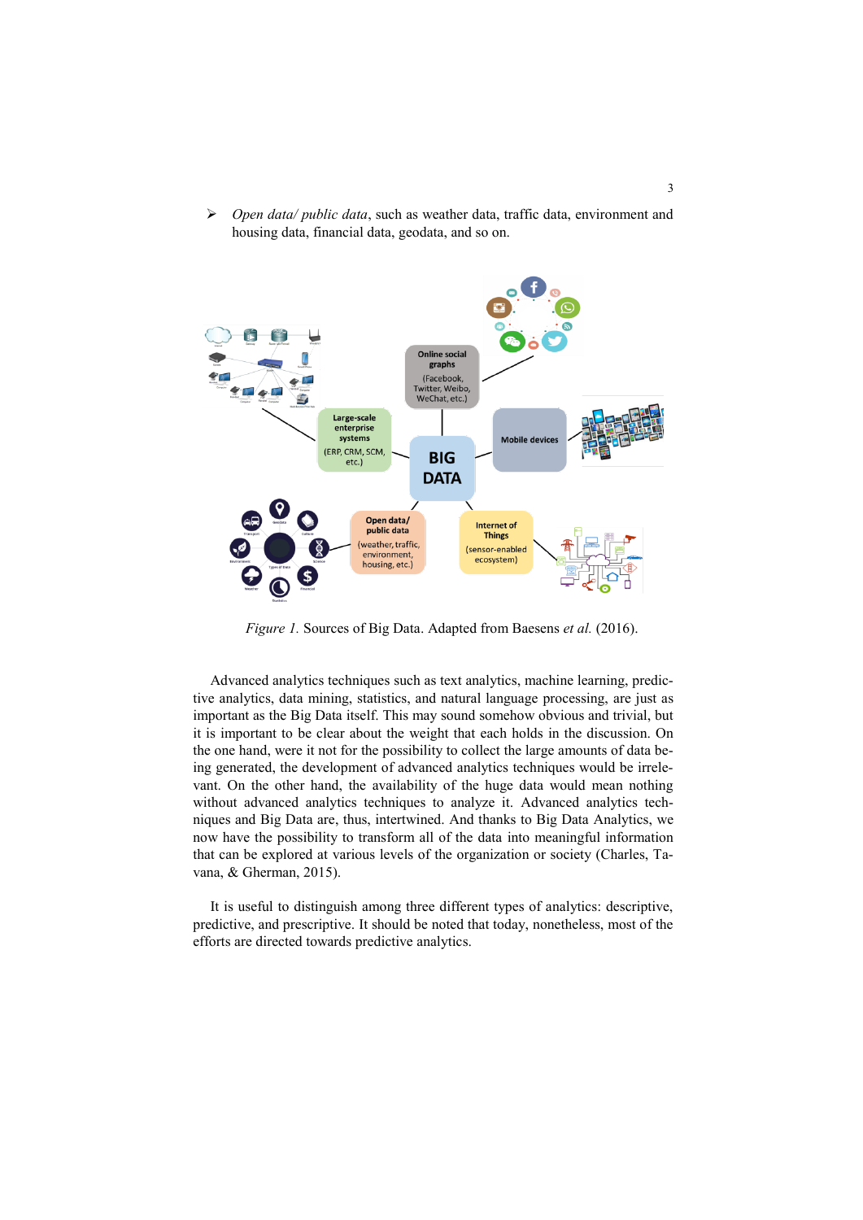- *Open data/ public data*, such as weather data, traffic data, environment and housing data, financial data, geodata, and so on.

*Figure 1.* Sources of Big Data. Adapted from Baesens *et al.* (2016).

Advanced analytics techniques such as text analytics, machine learning, predictive analytics, data mining, statistics, and natural language processing, are just as important as the Big Data itself. This may sound somehow obvious and trivial, but it is important to be clear about the weight that each holds in the discussion. On the one hand, were it not for the possibility to collect the large amounts of data being generated, the development of advanced analytics techniques would be irrelevant. On the other hand, the availability of the huge data would mean nothing without advanced analytics techniques to analyze it. Advanced analytics techniques and Big Data are, thus, intertwined. And thanks to Big Data Analytics, we now have the possibility to transform all of the data into meaningful information that can be explored at various levels of the organization or society (Charles, Tavana, & Gherman, 2015).

It is useful to distinguish among three different types of analytics: descriptive, predictive, and prescriptive. It should be noted that today, nonetheless, most of the efforts are directed towards predictive analytics.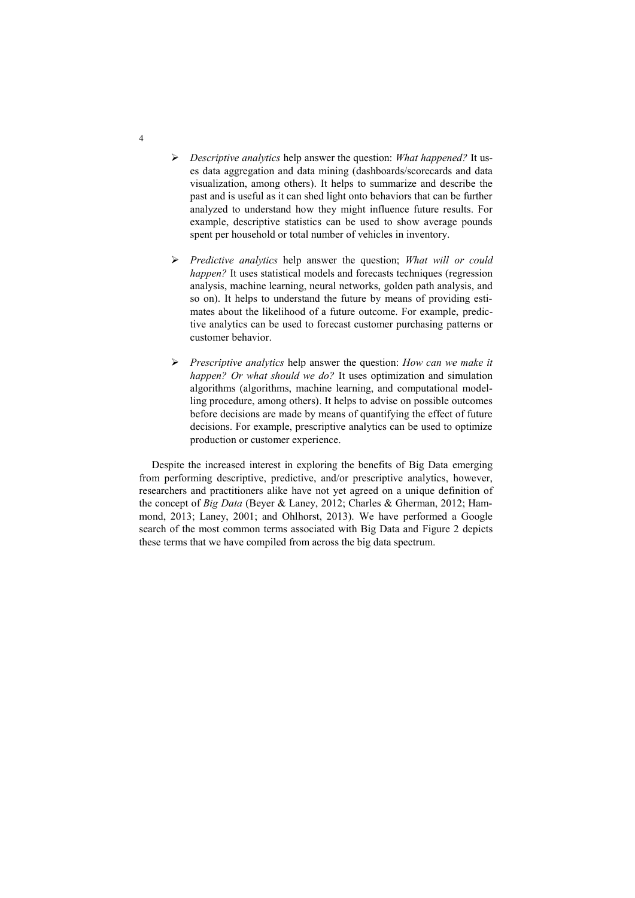- *Descriptive analytics* help answer the question: *What happened?* It uses data aggregation and data mining (dashboards/scorecards and data visualization, among others). It helps to summarize and describe the past and is useful as it can shed light onto behaviors that can be further analyzed to understand how they might influence future results. For example, descriptive statistics can be used to show average pounds spent per household or total number of vehicles in inventory.

- *Predictive analytics* help answer the question; *What will or could happen?* It uses statistical models and forecasts techniques (regression analysis, machine learning, neural networks, golden path analysis, and so on). It helps to understand the future by means of providing estimates about the likelihood of a future outcome. For example, predictive analytics can be used to forecast customer purchasing patterns or customer behavior.

- *Prescriptive analytics* help answer the question: *How can we make it happen? Or what should we do?* It uses optimization and simulation algorithms (algorithms, machine learning, and computational modelling procedure, among others). It helps to advise on possible outcomes before decisions are made by means of quantifying the effect of future decisions. For example, prescriptive analytics can be used to optimize production or customer experience.

Despite the increased interest in exploring the benefits of Big Data emerging from performing descriptive, predictive, and/or prescriptive analytics, however, researchers and practitioners alike have not yet agreed on a unique definition of the concept of *Big Data* (Beyer & Laney, 2012; Charles & Gherman, 2012; Hammond, 2013; Laney, 2001; and Ohlhorst, 2013). We have performed a Google search of the most common terms associated with Big Data and Figure 2 depicts these terms that we have compiled from across the big data spectrum.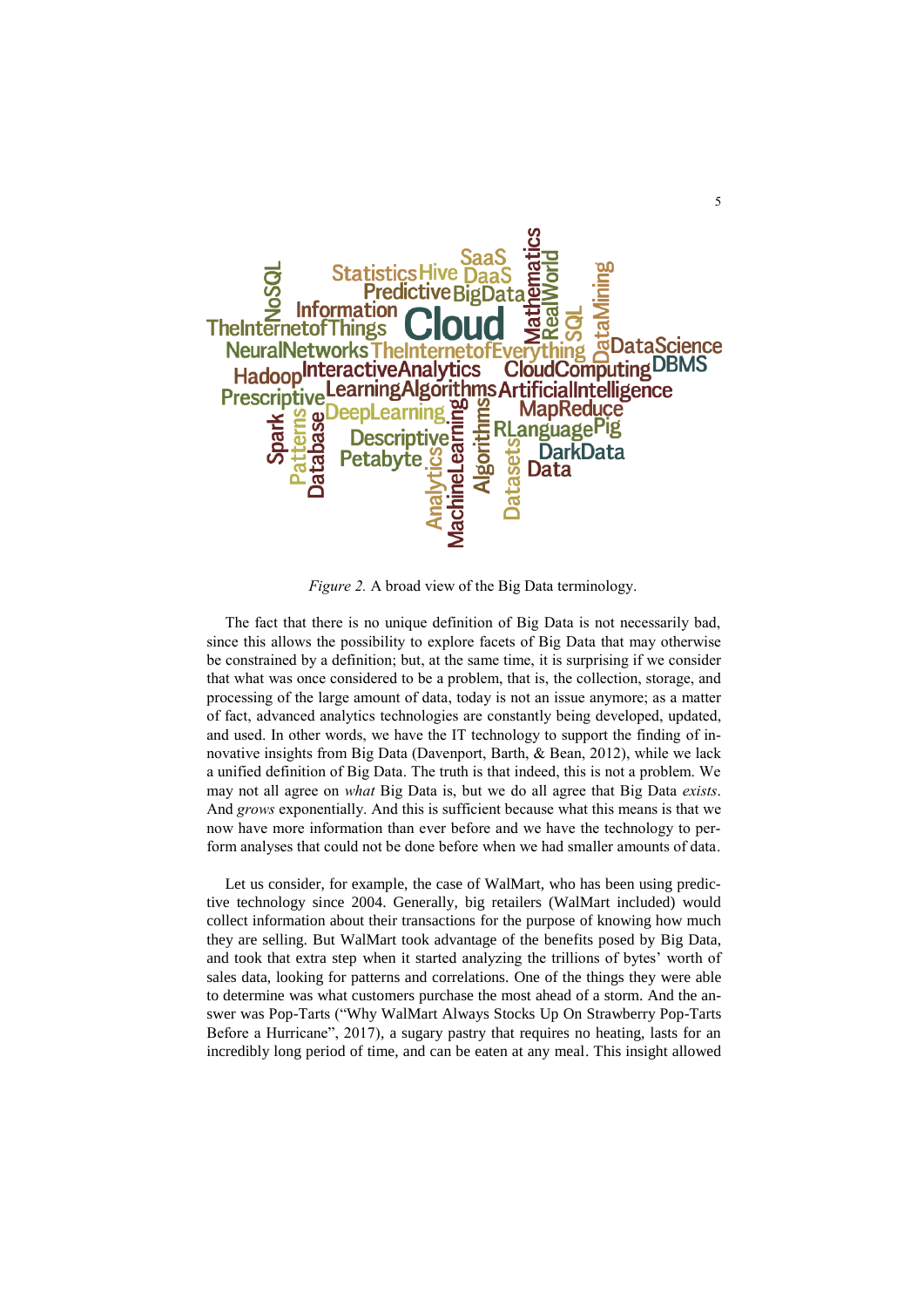Statistics Hive SaaS DaaS
Predictive BigData
NoSQL
Information
Cloud
Mathematics
RealWorld
SQL
DataMining
TheInternetofThings
NeuralNetworks TheInternetofEverything
DataScience
CloudComputing DBMS
Hadoop InteractiveAnalytics
Prescriptive LearningAlgorithms ArtificialIntelligence
DeepLearning
MapReduce
RLanguage Pig
Spark
Patterns
Database
Descriptive
Petabyte
DarkData
Data
Analytics
MachineLearning
Algorithms
Datasets

*Figure 2.* A broad view of the Big Data terminology.

The fact that there is no unique definition of Big Data is not necessarily bad, since this allows the possibility to explore facets of Big Data that may otherwise be constrained by a definition; but, at the same time, it is surprising if we consider that what was once considered to be a problem, that is, the collection, storage, and processing of the large amount of data, today is not an issue anymore; as a matter of fact, advanced analytics technologies are constantly being developed, updated, and used. In other words, we have the IT technology to support the finding of innovative insights from Big Data (Davenport, Barth, & Bean, 2012), while we lack a unified definition of Big Data. The truth is that indeed, this is not a problem. We may not all agree on *what* Big Data is, but we do all agree that Big Data *exists*. And *grows* exponentially. And this is sufficient because what this means is that we now have more information than ever before and we have the technology to perform analyses that could not be done before when we had smaller amounts of data.

Let us consider, for example, the case of WalMart, who has been using predictive technology since 2004. Generally, big retailers (WalMart included) would collect information about their transactions for the purpose of knowing how much they are selling. But WalMart took advantage of the benefits posed by Big Data, and took that extra step when it started analyzing the trillions of bytes' worth of sales data, looking for patterns and correlations. One of the things they were able to determine was what customers purchase the most ahead of a storm. And the answer was Pop-Tarts ("Why WalMart Always Stocks Up On Strawberry Pop-Tarts Before a Hurricane", 2017), a sugary pastry that requires no heating, lasts for an incredibly long period of time, and can be eaten at any meal. This insight allowed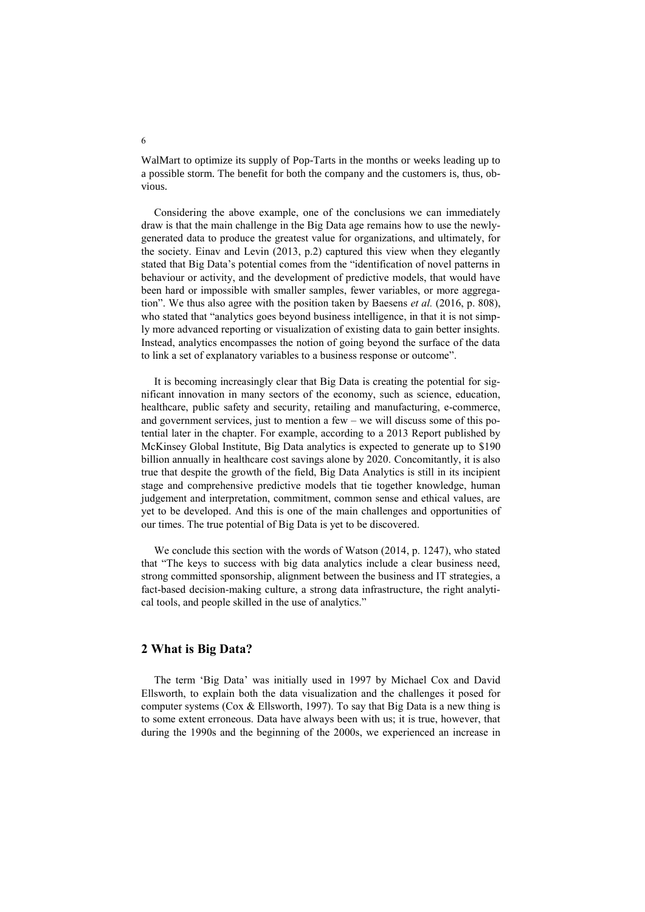WalMart to optimize its supply of Pop-Tarts in the months or weeks leading up to a possible storm. The benefit for both the company and the customers is, thus, obvious.

Considering the above example, one of the conclusions we can immediately draw is that the main challenge in the Big Data age remains how to use the newly-generated data to produce the greatest value for organizations, and ultimately, for the society. Einav and Levin (2013, p.2) captured this view when they elegantly stated that Big Data's potential comes from the "identification of novel patterns in behaviour or activity, and the development of predictive models, that would have been hard or impossible with smaller samples, fewer variables, or more aggregation". We thus also agree with the position taken by Baesens *et al.* (2016, p. 808), who stated that "analytics goes beyond business intelligence, in that it is not simply more advanced reporting or visualization of existing data to gain better insights. Instead, analytics encompasses the notion of going beyond the surface of the data to link a set of explanatory variables to a business response or outcome".

It is becoming increasingly clear that Big Data is creating the potential for significant innovation in many sectors of the economy, such as science, education, healthcare, public safety and security, retailing and manufacturing, e-commerce, and government services, just to mention a few – we will discuss some of this potential later in the chapter. For example, according to a 2013 Report published by McKinsey Global Institute, Big Data analytics is expected to generate up to $190 billion annually in healthcare cost savings alone by 2020. Concomitantly, it is also true that despite the growth of the field, Big Data Analytics is still in its incipient stage and comprehensive predictive models that tie together knowledge, human judgement and interpretation, commitment, common sense and ethical values, are yet to be developed. And this is one of the main challenges and opportunities of our times. The true potential of Big Data is yet to be discovered.

We conclude this section with the words of Watson (2014, p. 1247), who stated that "The keys to success with big data analytics include a clear business need, strong committed sponsorship, alignment between the business and IT strategies, a fact-based decision-making culture, a strong data infrastructure, the right analytical tools, and people skilled in the use of analytics."

## 2 What is Big Data?

The term 'Big Data' was initially used in 1997 by Michael Cox and David Ellsworth, to explain both the data visualization and the challenges it posed for computer systems (Cox & Ellsworth, 1997). To say that Big Data is a new thing is to some extent erroneous. Data have always been with us; it is true, however, that during the 1990s and the beginning of the 2000s, we experienced an increase in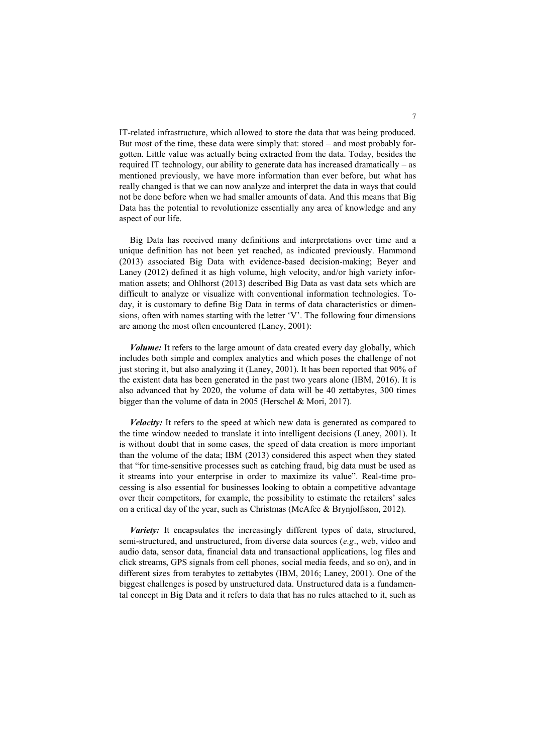IT-related infrastructure, which allowed to store the data that was being produced. But most of the time, these data were simply that: stored – and most probably forgotten. Little value was actually being extracted from the data. Today, besides the required IT technology, our ability to generate data has increased dramatically – as mentioned previously, we have more information than ever before, but what has really changed is that we can now analyze and interpret the data in ways that could not be done before when we had smaller amounts of data. And this means that Big Data has the potential to revolutionize essentially any area of knowledge and any aspect of our life.

Big Data has received many definitions and interpretations over time and a unique definition has not been yet reached, as indicated previously. Hammond (2013) associated Big Data with evidence-based decision-making; Beyer and Laney (2012) defined it as high volume, high velocity, and/or high variety information assets; and Ohlhorst (2013) described Big Data as vast data sets which are difficult to analyze or visualize with conventional information technologies. Today, it is customary to define Big Data in terms of data characteristics or dimensions, often with names starting with the letter 'V'. The following four dimensions are among the most often encountered (Laney, 2001):

***Volume:*** It refers to the large amount of data created every day globally, which includes both simple and complex analytics and which poses the challenge of not just storing it, but also analyzing it (Laney, 2001). It has been reported that 90% of the existent data has been generated in the past two years alone (IBM, 2016). It is also advanced that by 2020, the volume of data will be 40 zettabytes, 300 times bigger than the volume of data in 2005 (Herschel & Mori, 2017).

***Velocity:*** It refers to the speed at which new data is generated as compared to the time window needed to translate it into intelligent decisions (Laney, 2001). It is without doubt that in some cases, the speed of data creation is more important than the volume of the data; IBM (2013) considered this aspect when they stated that "for time-sensitive processes such as catching fraud, big data must be used as it streams into your enterprise in order to maximize its value". Real-time processing is also essential for businesses looking to obtain a competitive advantage over their competitors, for example, the possibility to estimate the retailers' sales on a critical day of the year, such as Christmas (McAfee & Brynjolfsson, 2012).

***Variety:*** It encapsulates the increasingly different types of data, structured, semi-structured, and unstructured, from diverse data sources (*e.g*., web, video and audio data, sensor data, financial data and transactional applications, log files and click streams, GPS signals from cell phones, social media feeds, and so on), and in different sizes from terabytes to zettabytes (IBM, 2016; Laney, 2001). One of the biggest challenges is posed by unstructured data. Unstructured data is a fundamental concept in Big Data and it refers to data that has no rules attached to it, such as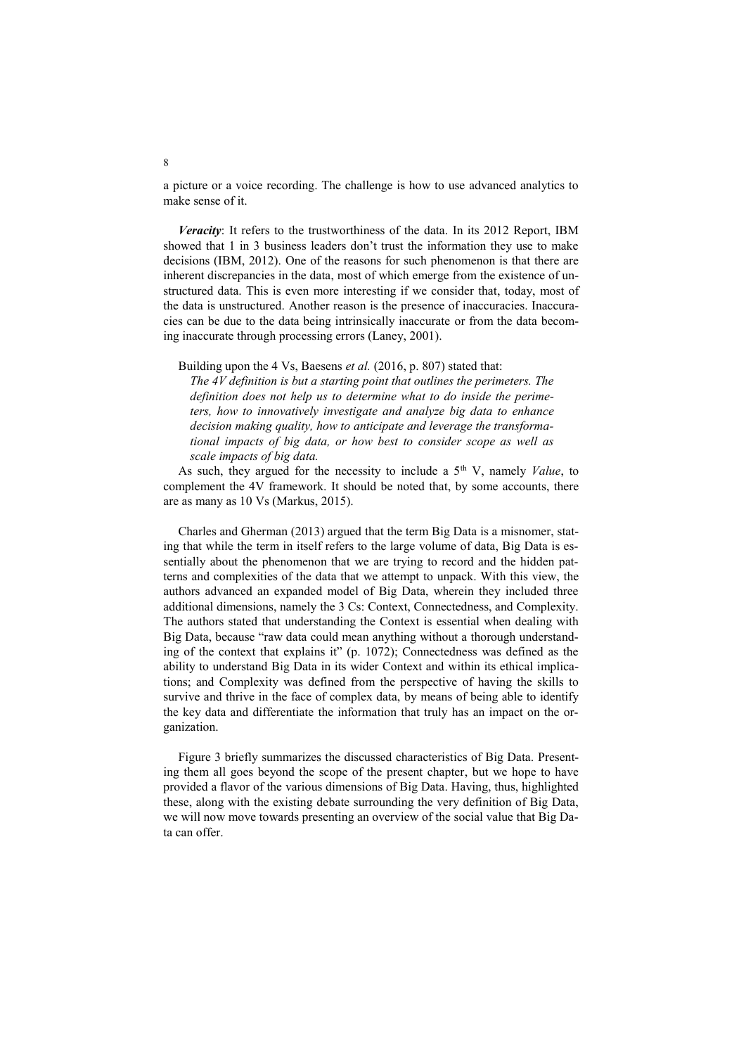a picture or a voice recording. The challenge is how to use advanced analytics to make sense of it.

***Veracity***: It refers to the trustworthiness of the data. In its 2012 Report, IBM showed that 1 in 3 business leaders don't trust the information they use to make decisions (IBM, 2012). One of the reasons for such phenomenon is that there are inherent discrepancies in the data, most of which emerge from the existence of unstructured data. This is even more interesting if we consider that, today, most of the data is unstructured. Another reason is the presence of inaccuracies. Inaccuracies can be due to the data being intrinsically inaccurate or from the data becoming inaccurate through processing errors (Laney, 2001).

Building upon the 4 Vs, Baesens *et al.* (2016, p. 807) stated that:

> *The 4V definition is but a starting point that outlines the perimeters. The definition does not help us to determine what to do inside the perimeters, how to innovatively investigate and analyze big data to enhance decision making quality, how to anticipate and leverage the transformational impacts of big data, or how best to consider scope as well as scale impacts of big data.*

As such, they argued for the necessity to include a 5th V, namely *Value*, to complement the 4V framework. It should be noted that, by some accounts, there are as many as 10 Vs (Markus, 2015).

Charles and Gherman (2013) argued that the term Big Data is a misnomer, stating that while the term in itself refers to the large volume of data, Big Data is essentially about the phenomenon that we are trying to record and the hidden patterns and complexities of the data that we attempt to unpack. With this view, the authors advanced an expanded model of Big Data, wherein they included three additional dimensions, namely the 3 Cs: Context, Connectedness, and Complexity. The authors stated that understanding the Context is essential when dealing with Big Data, because "raw data could mean anything without a thorough understanding of the context that explains it" (p. 1072); Connectedness was defined as the ability to understand Big Data in its wider Context and within its ethical implications; and Complexity was defined from the perspective of having the skills to survive and thrive in the face of complex data, by means of being able to identify the key data and differentiate the information that truly has an impact on the organization.

Figure 3 briefly summarizes the discussed characteristics of Big Data. Presenting them all goes beyond the scope of the present chapter, but we hope to have provided a flavor of the various dimensions of Big Data. Having, thus, highlighted these, along with the existing debate surrounding the very definition of Big Data, we will now move towards presenting an overview of the social value that Big Data can offer.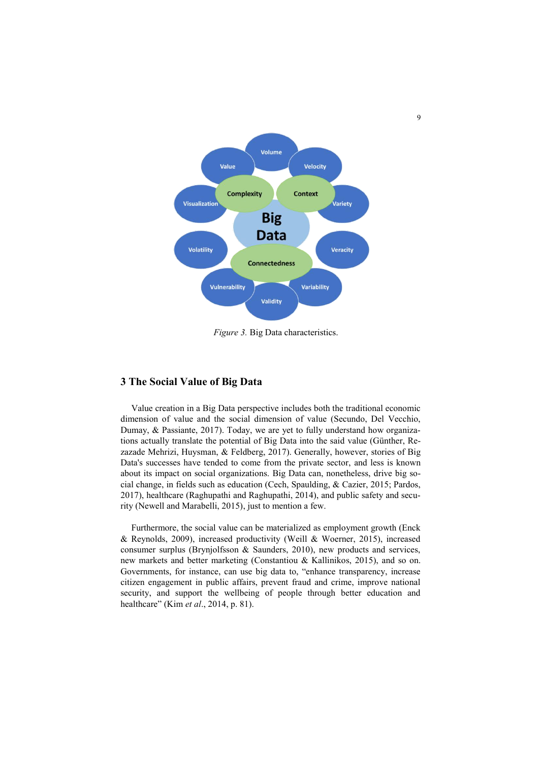*Figure 3.* Big Data characteristics.

## 3 The Social Value of Big Data

Value creation in a Big Data perspective includes both the traditional economic dimension of value and the social dimension of value (Secundo, Del Vecchio, Dumay, & Passiante, 2017). Today, we are yet to fully understand how organizations actually translate the potential of Big Data into the said value (Günther, Rezazade Mehrizi, Huysman, & Feldberg, 2017). Generally, however, stories of Big Data's successes have tended to come from the private sector, and less is known about its impact on social organizations. Big Data can, nonetheless, drive big social change, in fields such as education (Cech, Spaulding, & Cazier, 2015; Pardos, 2017), healthcare (Raghupathi and Raghupathi, 2014), and public safety and security (Newell and Marabelli, 2015), just to mention a few.

Furthermore, the social value can be materialized as employment growth (Enck & Reynolds, 2009), increased productivity (Weill & Woerner, 2015), increased consumer surplus (Brynjolfsson & Saunders, 2010), new products and services, new markets and better marketing (Constantiou & Kallinikos, 2015), and so on. Governments, for instance, can use big data to, "enhance transparency, increase citizen engagement in public affairs, prevent fraud and crime, improve national security, and support the wellbeing of people through better education and healthcare" (Kim *et al*., 2014, p. 81).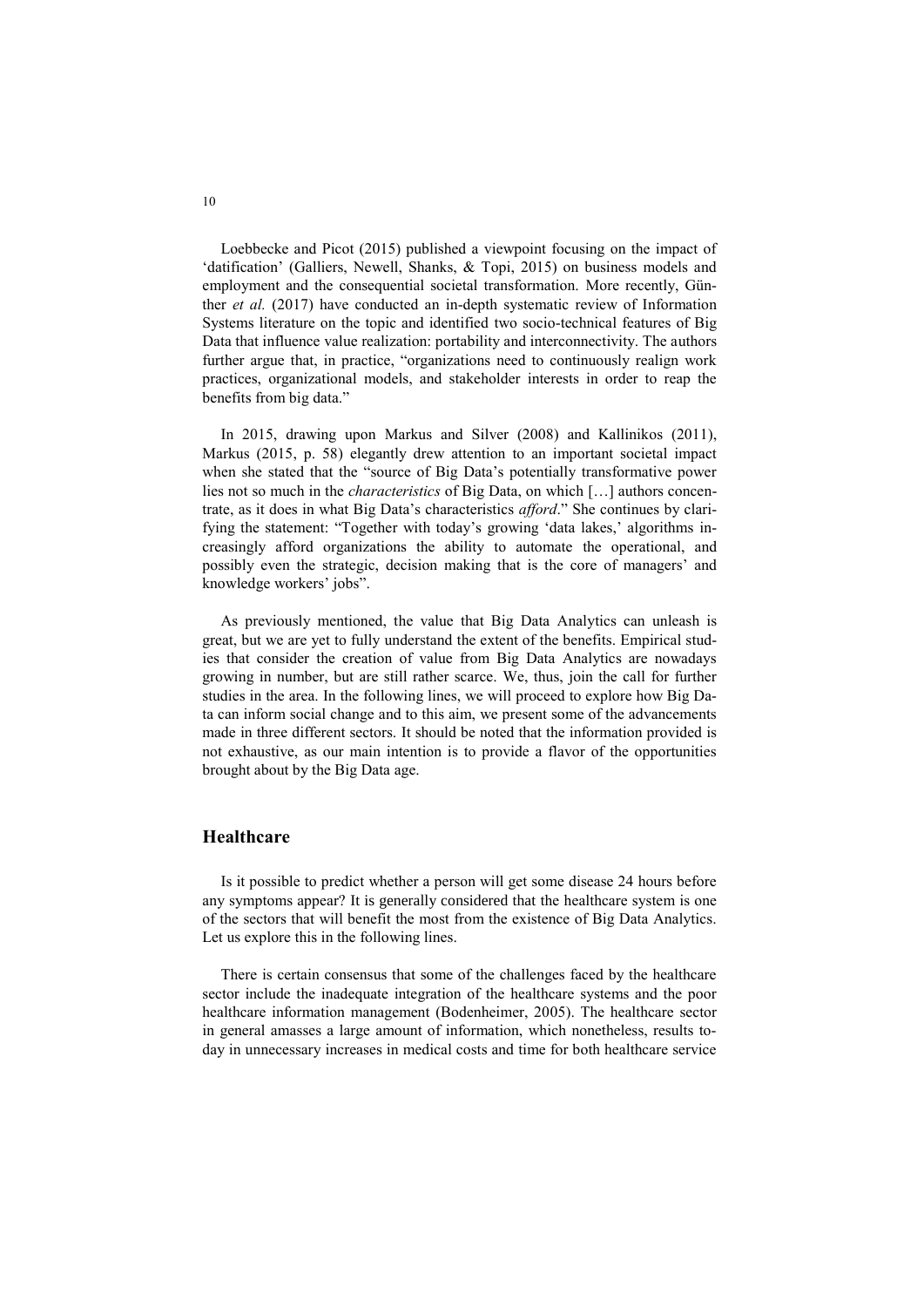Loebbecke and Picot (2015) published a viewpoint focusing on the impact of 'datification' (Galliers, Newell, Shanks, & Topi, 2015) on business models and employment and the consequential societal transformation. More recently, Günther *et al.* (2017) have conducted an in-depth systematic review of Information Systems literature on the topic and identified two socio-technical features of Big Data that influence value realization: portability and interconnectivity. The authors further argue that, in practice, "organizations need to continuously realign work practices, organizational models, and stakeholder interests in order to reap the benefits from big data."

In 2015, drawing upon Markus and Silver (2008) and Kallinikos (2011), Markus (2015, p. 58) elegantly drew attention to an important societal impact when she stated that the "source of Big Data's potentially transformative power lies not so much in the *characteristics* of Big Data, on which […] authors concentrate, as it does in what Big Data's characteristics *afford*." She continues by clarifying the statement: "Together with today's growing 'data lakes,' algorithms increasingly afford organizations the ability to automate the operational, and possibly even the strategic, decision making that is the core of managers' and knowledge workers' jobs".

As previously mentioned, the value that Big Data Analytics can unleash is great, but we are yet to fully understand the extent of the benefits. Empirical studies that consider the creation of value from Big Data Analytics are nowadays growing in number, but are still rather scarce. We, thus, join the call for further studies in the area. In the following lines, we will proceed to explore how Big Data can inform social change and to this aim, we present some of the advancements made in three different sectors. It should be noted that the information provided is not exhaustive, as our main intention is to provide a flavor of the opportunities brought about by the Big Data age.

## Healthcare

Is it possible to predict whether a person will get some disease 24 hours before any symptoms appear? It is generally considered that the healthcare system is one of the sectors that will benefit the most from the existence of Big Data Analytics. Let us explore this in the following lines.

There is certain consensus that some of the challenges faced by the healthcare sector include the inadequate integration of the healthcare systems and the poor healthcare information management (Bodenheimer, 2005). The healthcare sector in general amasses a large amount of information, which nonetheless, results today in unnecessary increases in medical costs and time for both healthcare service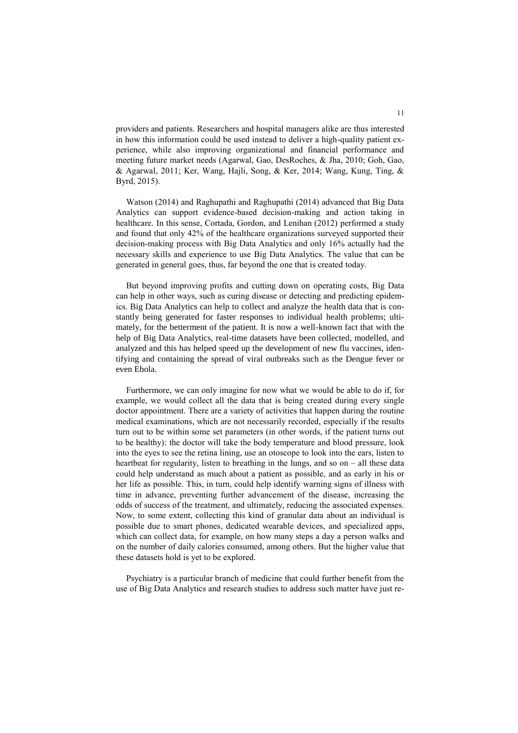providers and patients. Researchers and hospital managers alike are thus interested in how this information could be used instead to deliver a high-quality patient experience, while also improving organizational and financial performance and meeting future market needs (Agarwal, Gao, DesRoches, & Jha, 2010; Goh, Gao, & Agarwal, 2011; Ker, Wang, Hajli, Song, & Ker, 2014; Wang, Kung, Ting, & Byrd, 2015).

Watson (2014) and Raghupathi and Raghupathi (2014) advanced that Big Data Analytics can support evidence-based decision-making and action taking in healthcare. In this sense, Cortada, Gordon, and Lenihan (2012) performed a study and found that only 42% of the healthcare organizations surveyed supported their decision-making process with Big Data Analytics and only 16% actually had the necessary skills and experience to use Big Data Analytics. The value that can be generated in general goes, thus, far beyond the one that is created today.

But beyond improving profits and cutting down on operating costs, Big Data can help in other ways, such as curing disease or detecting and predicting epidemics. Big Data Analytics can help to collect and analyze the health data that is constantly being generated for faster responses to individual health problems; ultimately, for the betterment of the patient. It is now a well-known fact that with the help of Big Data Analytics, real-time datasets have been collected, modelled, and analyzed and this has helped speed up the development of new flu vaccines, identifying and containing the spread of viral outbreaks such as the Dengue fever or even Ebola.

Furthermore, we can only imagine for now what we would be able to do if, for example, we would collect all the data that is being created during every single doctor appointment. There are a variety of activities that happen during the routine medical examinations, which are not necessarily recorded, especially if the results turn out to be within some set parameters (in other words, if the patient turns out to be healthy): the doctor will take the body temperature and blood pressure, look into the eyes to see the retina lining, use an otoscope to look into the ears, listen to heartbeat for regularity, listen to breathing in the lungs, and so on – all these data could help understand as much about a patient as possible, and as early in his or her life as possible. This, in turn, could help identify warning signs of illness with time in advance, preventing further advancement of the disease, increasing the odds of success of the treatment, and ultimately, reducing the associated expenses. Now, to some extent, collecting this kind of granular data about an individual is possible due to smart phones, dedicated wearable devices, and specialized apps, which can collect data, for example, on how many steps a day a person walks and on the number of daily calories consumed, among others. But the higher value that these datasets hold is yet to be explored.

Psychiatry is a particular branch of medicine that could further benefit from the use of Big Data Analytics and research studies to address such matter have just re-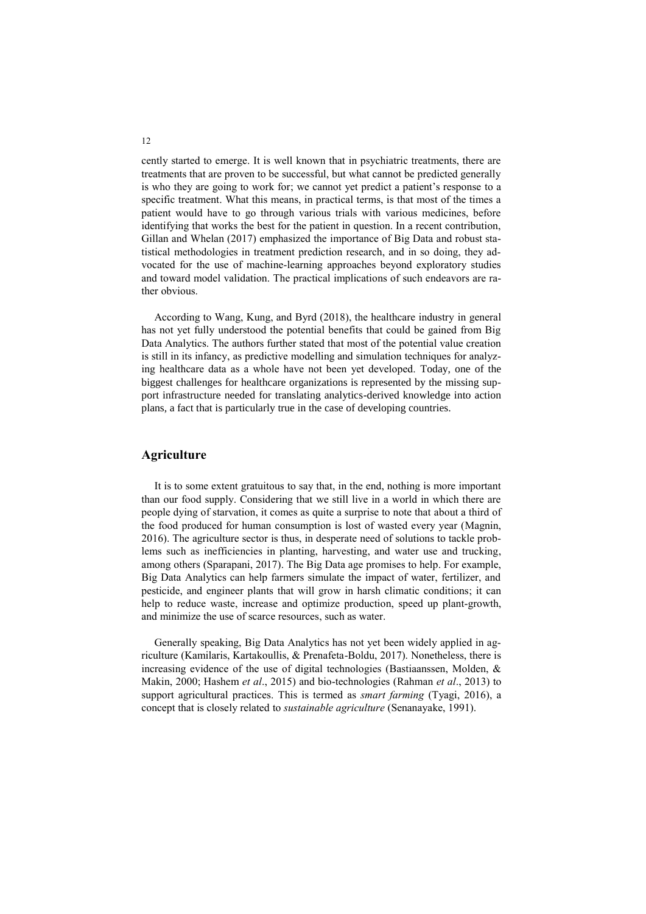cently started to emerge. It is well known that in psychiatric treatments, there are treatments that are proven to be successful, but what cannot be predicted generally is who they are going to work for; we cannot yet predict a patient's response to a specific treatment. What this means, in practical terms, is that most of the times a patient would have to go through various trials with various medicines, before identifying that works the best for the patient in question. In a recent contribution, Gillan and Whelan (2017) emphasized the importance of Big Data and robust statistical methodologies in treatment prediction research, and in so doing, they advocated for the use of machine-learning approaches beyond exploratory studies and toward model validation. The practical implications of such endeavors are rather obvious.

According to Wang, Kung, and Byrd (2018), the healthcare industry in general has not yet fully understood the potential benefits that could be gained from Big Data Analytics. The authors further stated that most of the potential value creation is still in its infancy, as predictive modelling and simulation techniques for analyzing healthcare data as a whole have not been yet developed. Today, one of the biggest challenges for healthcare organizations is represented by the missing support infrastructure needed for translating analytics-derived knowledge into action plans, a fact that is particularly true in the case of developing countries.

## Agriculture

It is to some extent gratuitous to say that, in the end, nothing is more important than our food supply. Considering that we still live in a world in which there are people dying of starvation, it comes as quite a surprise to note that about a third of the food produced for human consumption is lost of wasted every year (Magnin, 2016). The agriculture sector is thus, in desperate need of solutions to tackle problems such as inefficiencies in planting, harvesting, and water use and trucking, among others (Sparapani, 2017). The Big Data age promises to help. For example, Big Data Analytics can help farmers simulate the impact of water, fertilizer, and pesticide, and engineer plants that will grow in harsh climatic conditions; it can help to reduce waste, increase and optimize production, speed up plant-growth, and minimize the use of scarce resources, such as water.

Generally speaking, Big Data Analytics has not yet been widely applied in agriculture (Kamilaris, Kartakoullis, & Prenafeta-Boldu, 2017). Nonetheless, there is increasing evidence of the use of digital technologies (Bastiaanssen, Molden, & Makin, 2000; Hashem *et al*., 2015) and bio-technologies (Rahman *et al*., 2013) to support agricultural practices. This is termed as *smart farming* (Tyagi, 2016), a concept that is closely related to *sustainable agriculture* (Senanayake, 1991).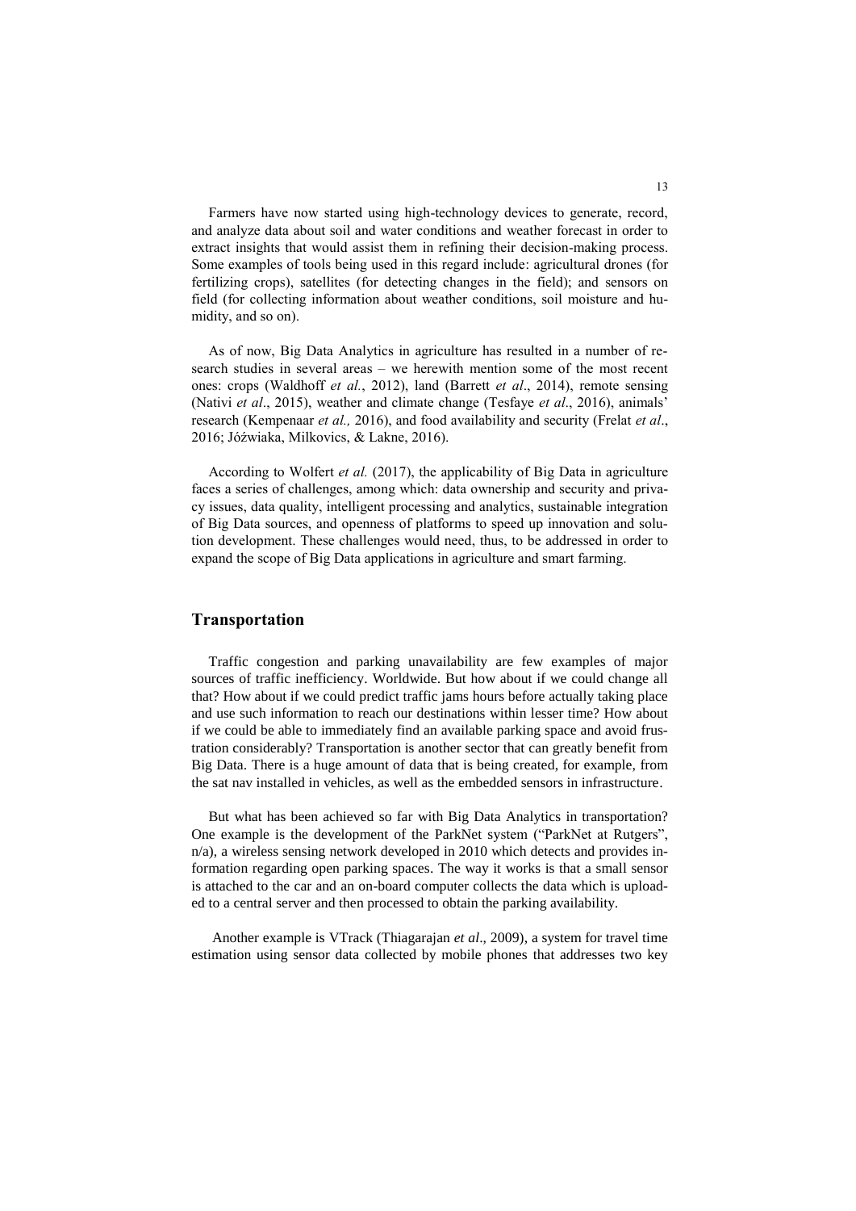Farmers have now started using high-technology devices to generate, record, and analyze data about soil and water conditions and weather forecast in order to extract insights that would assist them in refining their decision-making process. Some examples of tools being used in this regard include: agricultural drones (for fertilizing crops), satellites (for detecting changes in the field); and sensors on field (for collecting information about weather conditions, soil moisture and humidity, and so on).

As of now, Big Data Analytics in agriculture has resulted in a number of research studies in several areas – we herewith mention some of the most recent ones: crops (Waldhoff *et al.*, 2012), land (Barrett *et al*., 2014), remote sensing (Nativi *et al*., 2015), weather and climate change (Tesfaye *et al*., 2016), animals' research (Kempenaar *et al.,* 2016), and food availability and security (Frelat *et al*., 2016; Jóźwiaka, Milkovics, & Lakne, 2016).

According to Wolfert *et al.* (2017), the applicability of Big Data in agriculture faces a series of challenges, among which: data ownership and security and privacy issues, data quality, intelligent processing and analytics, sustainable integration of Big Data sources, and openness of platforms to speed up innovation and solution development. These challenges would need, thus, to be addressed in order to expand the scope of Big Data applications in agriculture and smart farming.

## Transportation

Traffic congestion and parking unavailability are few examples of major sources of traffic inefficiency. Worldwide. But how about if we could change all that? How about if we could predict traffic jams hours before actually taking place and use such information to reach our destinations within lesser time? How about if we could be able to immediately find an available parking space and avoid frustration considerably? Transportation is another sector that can greatly benefit from Big Data. There is a huge amount of data that is being created, for example, from the sat nav installed in vehicles, as well as the embedded sensors in infrastructure.

But what has been achieved so far with Big Data Analytics in transportation? One example is the development of the ParkNet system ("ParkNet at Rutgers", n/a), a wireless sensing network developed in 2010 which detects and provides information regarding open parking spaces. The way it works is that a small sensor is attached to the car and an on-board computer collects the data which is uploaded to a central server and then processed to obtain the parking availability.

Another example is VTrack (Thiagarajan *et al*., 2009), a system for travel time estimation using sensor data collected by mobile phones that addresses two key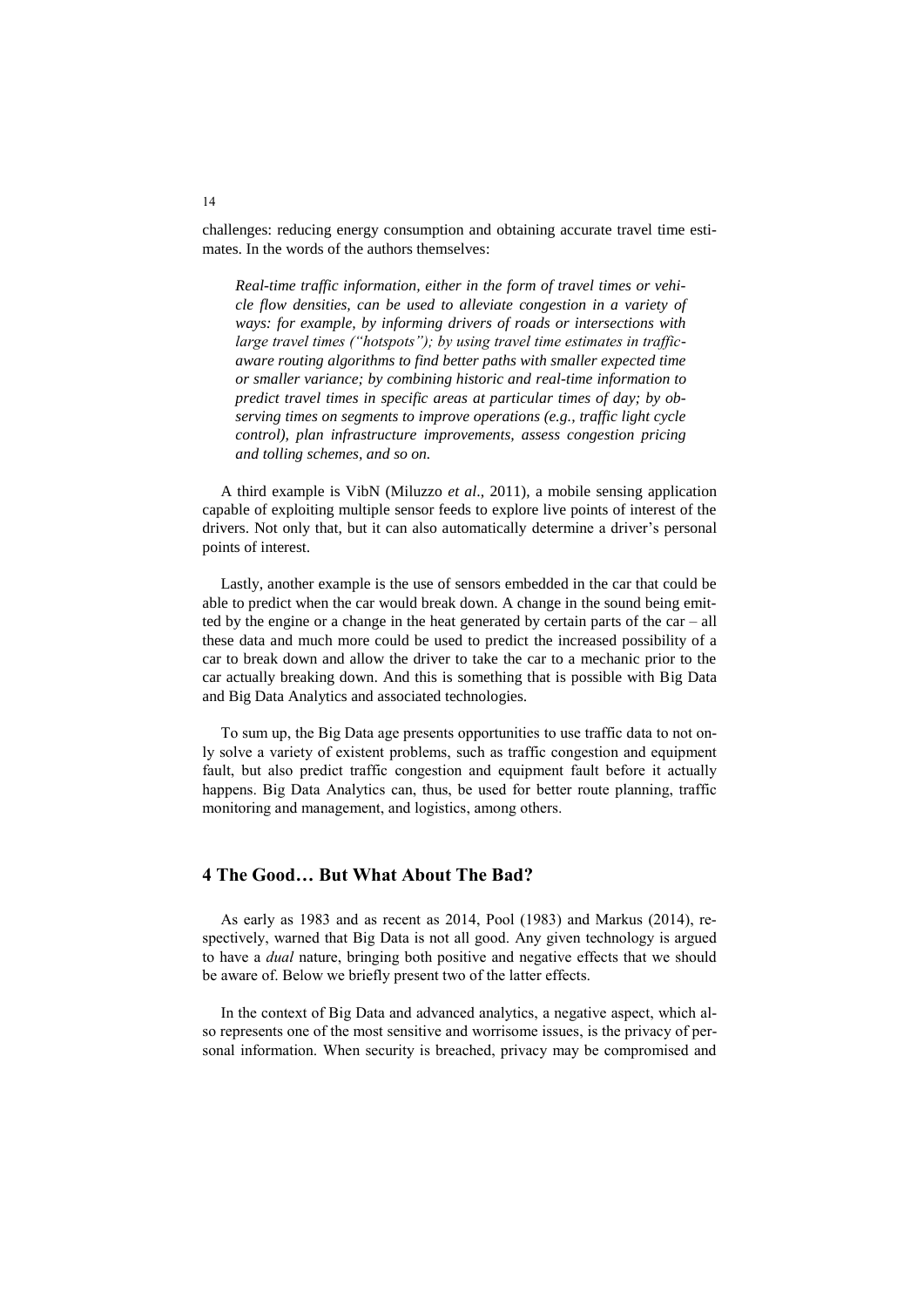challenges: reducing energy consumption and obtaining accurate travel time estimates. In the words of the authors themselves:

> *Real-time traffic information, either in the form of travel times or vehicle flow densities, can be used to alleviate congestion in a variety of ways: for example, by informing drivers of roads or intersections with large travel times ("hotspots"); by using travel time estimates in traffic-aware routing algorithms to find better paths with smaller expected time or smaller variance; by combining historic and real-time information to predict travel times in specific areas at particular times of day; by observing times on segments to improve operations (e.g., traffic light cycle control), plan infrastructure improvements, assess congestion pricing and tolling schemes, and so on.*

A third example is VibN (Miluzzo *et al*., 2011), a mobile sensing application capable of exploiting multiple sensor feeds to explore live points of interest of the drivers. Not only that, but it can also automatically determine a driver's personal points of interest.

Lastly, another example is the use of sensors embedded in the car that could be able to predict when the car would break down. A change in the sound being emitted by the engine or a change in the heat generated by certain parts of the car – all these data and much more could be used to predict the increased possibility of a car to break down and allow the driver to take the car to a mechanic prior to the car actually breaking down. And this is something that is possible with Big Data and Big Data Analytics and associated technologies.

To sum up, the Big Data age presents opportunities to use traffic data to not only solve a variety of existent problems, such as traffic congestion and equipment fault, but also predict traffic congestion and equipment fault before it actually happens. Big Data Analytics can, thus, be used for better route planning, traffic monitoring and management, and logistics, among others.

## 4 The Good… But What About The Bad?

As early as 1983 and as recent as 2014, Pool (1983) and Markus (2014), respectively, warned that Big Data is not all good. Any given technology is argued to have a *dual* nature, bringing both positive and negative effects that we should be aware of. Below we briefly present two of the latter effects.

In the context of Big Data and advanced analytics, a negative aspect, which also represents one of the most sensitive and worrisome issues, is the privacy of personal information. When security is breached, privacy may be compromised and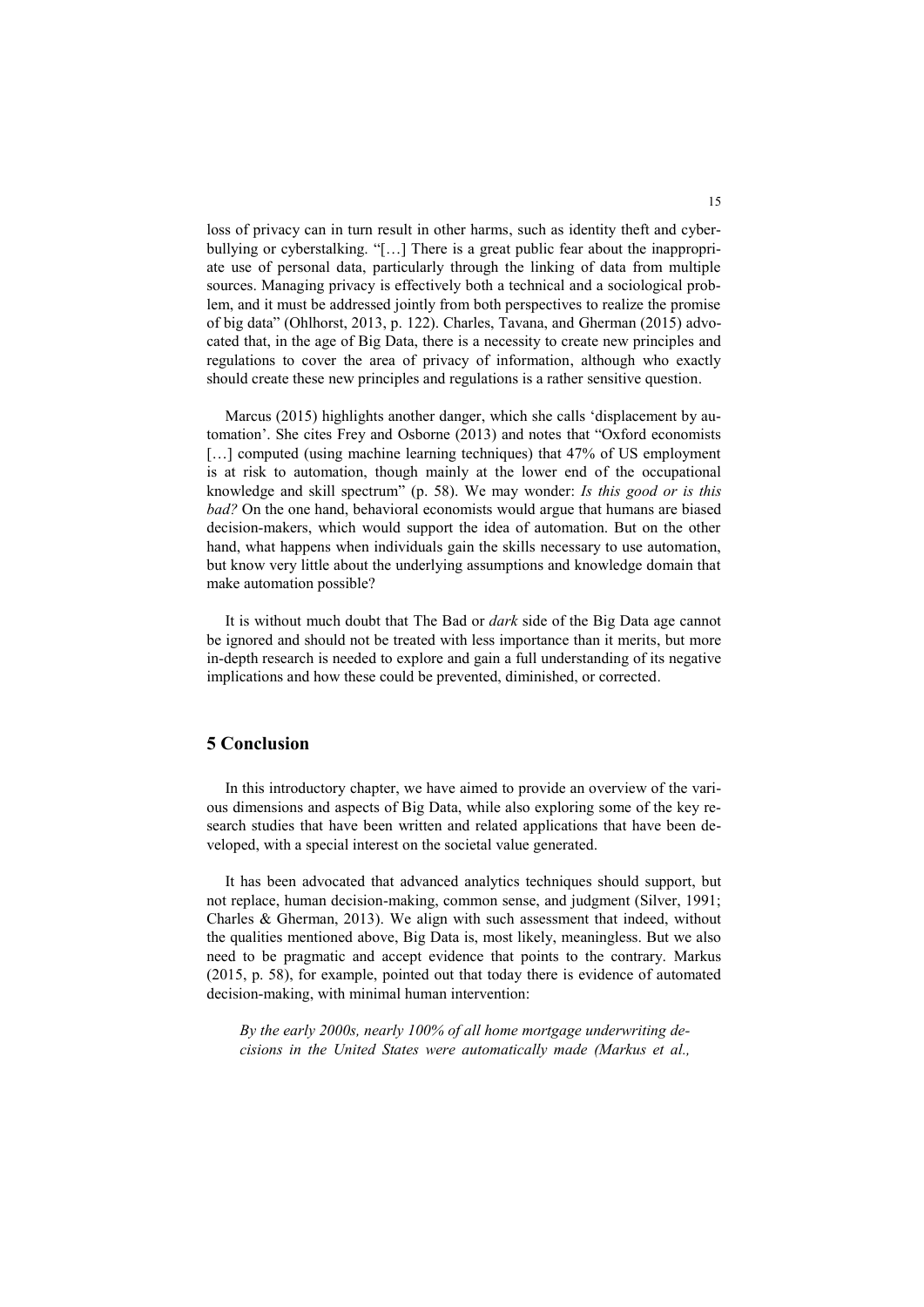loss of privacy can in turn result in other harms, such as identity theft and cyber-bullying or cyberstalking. "[…] There is a great public fear about the inappropriate use of personal data, particularly through the linking of data from multiple sources. Managing privacy is effectively both a technical and a sociological problem, and it must be addressed jointly from both perspectives to realize the promise of big data" (Ohlhorst, 2013, p. 122). Charles, Tavana, and Gherman (2015) advocated that, in the age of Big Data, there is a necessity to create new principles and regulations to cover the area of privacy of information, although who exactly should create these new principles and regulations is a rather sensitive question.

Marcus (2015) highlights another danger, which she calls 'displacement by automation'. She cites Frey and Osborne (2013) and notes that "Oxford economists […] computed (using machine learning techniques) that 47% of US employment is at risk to automation, though mainly at the lower end of the occupational knowledge and skill spectrum" (p. 58). We may wonder: *Is this good or is this bad?* On the one hand, behavioral economists would argue that humans are biased decision-makers, which would support the idea of automation. But on the other hand, what happens when individuals gain the skills necessary to use automation, but know very little about the underlying assumptions and knowledge domain that make automation possible?

It is without much doubt that The Bad or *dark* side of the Big Data age cannot be ignored and should not be treated with less importance than it merits, but more in-depth research is needed to explore and gain a full understanding of its negative implications and how these could be prevented, diminished, or corrected.

## 5 Conclusion

In this introductory chapter, we have aimed to provide an overview of the various dimensions and aspects of Big Data, while also exploring some of the key research studies that have been written and related applications that have been developed, with a special interest on the societal value generated.

It has been advocated that advanced analytics techniques should support, but not replace, human decision-making, common sense, and judgment (Silver, 1991; Charles & Gherman, 2013). We align with such assessment that indeed, without the qualities mentioned above, Big Data is, most likely, meaningless. But we also need to be pragmatic and accept evidence that points to the contrary. Markus (2015, p. 58), for example, pointed out that today there is evidence of automated decision-making, with minimal human intervention:

> *By the early 2000s, nearly 100% of all home mortgage underwriting decisions in the United States were automatically made (Markus et al.,*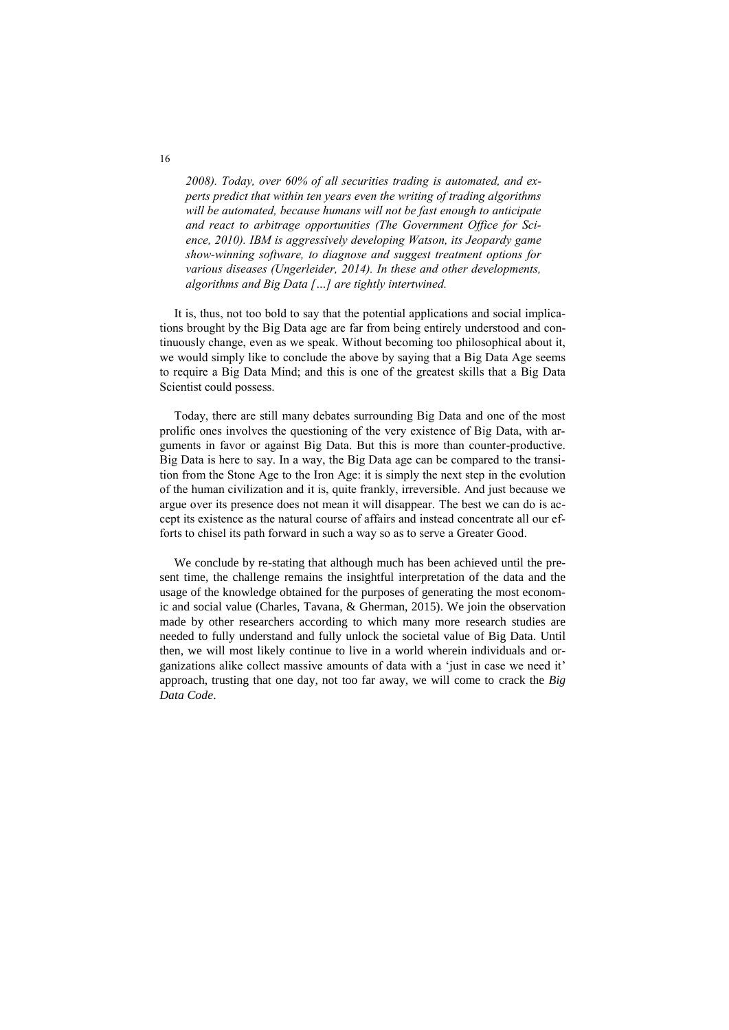*2008). Today, over 60% of all securities trading is automated, and experts predict that within ten years even the writing of trading algorithms will be automated, because humans will not be fast enough to anticipate and react to arbitrage opportunities (The Government Office for Science, 2010). IBM is aggressively developing Watson, its Jeopardy game show-winning software, to diagnose and suggest treatment options for various diseases (Ungerleider, 2014). In these and other developments, algorithms and Big Data […] are tightly intertwined.*

It is, thus, not too bold to say that the potential applications and social implications brought by the Big Data age are far from being entirely understood and continuously change, even as we speak. Without becoming too philosophical about it, we would simply like to conclude the above by saying that a Big Data Age seems to require a Big Data Mind; and this is one of the greatest skills that a Big Data Scientist could possess.

Today, there are still many debates surrounding Big Data and one of the most prolific ones involves the questioning of the very existence of Big Data, with arguments in favor or against Big Data. But this is more than counter-productive. Big Data is here to say. In a way, the Big Data age can be compared to the transition from the Stone Age to the Iron Age: it is simply the next step in the evolution of the human civilization and it is, quite frankly, irreversible. And just because we argue over its presence does not mean it will disappear. The best we can do is accept its existence as the natural course of affairs and instead concentrate all our efforts to chisel its path forward in such a way so as to serve a Greater Good.

We conclude by re-stating that although much has been achieved until the present time, the challenge remains the insightful interpretation of the data and the usage of the knowledge obtained for the purposes of generating the most economic and social value (Charles, Tavana, & Gherman, 2015). We join the observation made by other researchers according to which many more research studies are needed to fully understand and fully unlock the societal value of Big Data. Until then, we will most likely continue to live in a world wherein individuals and organizations alike collect massive amounts of data with a 'just in case we need it' approach, trusting that one day, not too far away, we will come to crack the *Big Data Code*.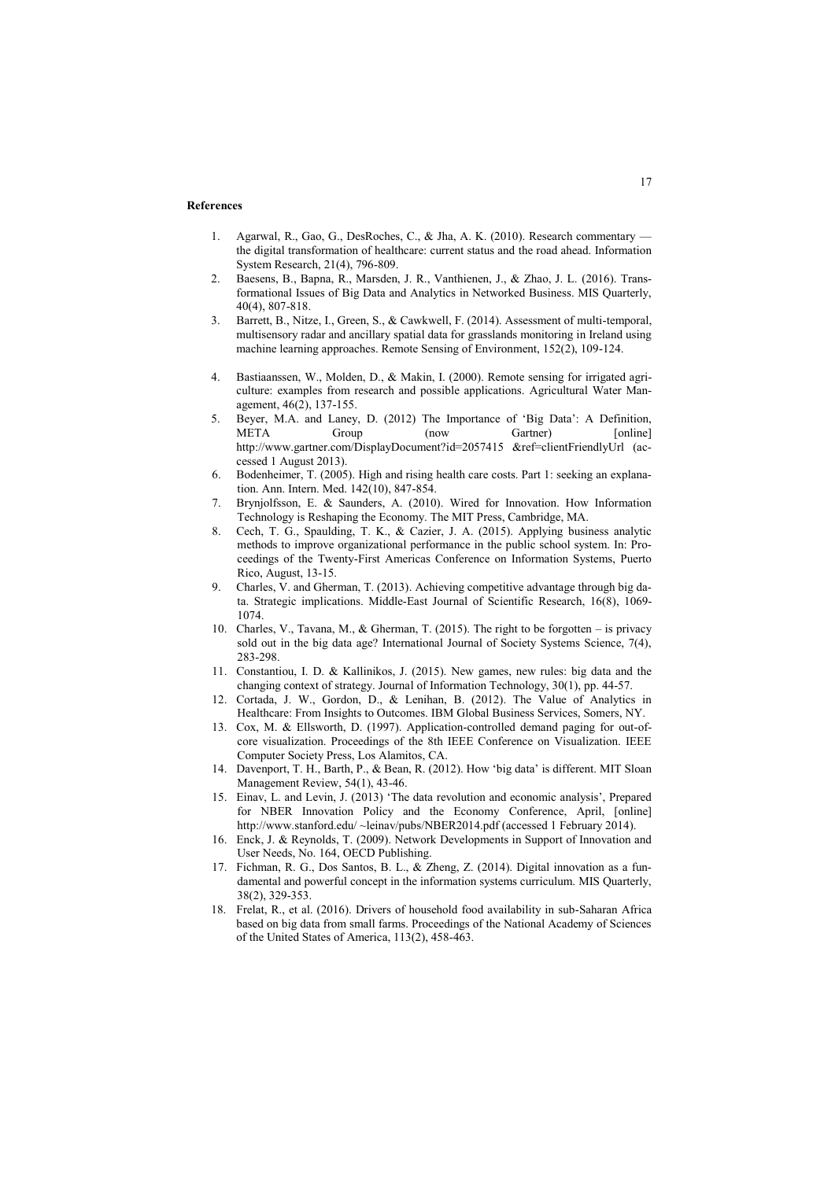**References**

1. Agarwal, R., Gao, G., DesRoches, C., & Jha, A. K. (2010). Research commentary — the digital transformation of healthcare: current status and the road ahead. Information System Research, 21(4), 796-809.
2. Baesens, B., Bapna, R., Marsden, J. R., Vanthienen, J., & Zhao, J. L. (2016). Transformational Issues of Big Data and Analytics in Networked Business. MIS Quarterly, 40(4), 807-818.
3. Barrett, B., Nitze, I., Green, S., & Cawkwell, F. (2014). Assessment of multi-temporal, multisensory radar and ancillary spatial data for grasslands monitoring in Ireland using machine learning approaches. Remote Sensing of Environment, 152(2), 109-124.
4. Bastiaanssen, W., Molden, D., & Makin, I. (2000). Remote sensing for irrigated agriculture: examples from research and possible applications. Agricultural Water Management, 46(2), 137-155.
5. Beyer, M.A. and Laney, D. (2012) The Importance of 'Big Data': A Definition, META Group (now Gartner) [online] http://www.gartner.com/DisplayDocument?id=2057415 &ref=clientFriendlyUrl (accessed 1 August 2013).
6. Bodenheimer, T. (2005). High and rising health care costs. Part 1: seeking an explanation. Ann. Intern. Med. 142(10), 847-854.
7. Brynjolfsson, E. & Saunders, A. (2010). Wired for Innovation. How Information Technology is Reshaping the Economy. The MIT Press, Cambridge, MA.
8. Cech, T. G., Spaulding, T. K., & Cazier, J. A. (2015). Applying business analytic methods to improve organizational performance in the public school system. In: Proceedings of the Twenty-First Americas Conference on Information Systems, Puerto Rico, August, 13-15.
9. Charles, V. and Gherman, T. (2013). Achieving competitive advantage through big data. Strategic implications. Middle-East Journal of Scientific Research, 16(8), 1069-1074.
10. Charles, V., Tavana, M., & Gherman, T. (2015). The right to be forgotten – is privacy sold out in the big data age? International Journal of Society Systems Science, 7(4), 283-298.
11. Constantiou, I. D. & Kallinikos, J. (2015). New games, new rules: big data and the changing context of strategy. Journal of Information Technology, 30(1), pp. 44-57.
12. Cortada, J. W., Gordon, D., & Lenihan, B. (2012). The Value of Analytics in Healthcare: From Insights to Outcomes. IBM Global Business Services, Somers, NY.
13. Cox, M. & Ellsworth, D. (1997). Application-controlled demand paging for out-of-core visualization. Proceedings of the 8th IEEE Conference on Visualization. IEEE Computer Society Press, Los Alamitos, CA.
14. Davenport, T. H., Barth, P., & Bean, R. (2012). How 'big data' is different. MIT Sloan Management Review, 54(1), 43-46.
15. Einav, L. and Levin, J. (2013) 'The data revolution and economic analysis', Prepared for NBER Innovation Policy and the Economy Conference, April, [online] http://www.stanford.edu/ ~leinav/pubs/NBER2014.pdf (accessed 1 February 2014).
16. Enck, J. & Reynolds, T. (2009). Network Developments in Support of Innovation and User Needs, No. 164, OECD Publishing.
17. Fichman, R. G., Dos Santos, B. L., & Zheng, Z. (2014). Digital innovation as a fundamental and powerful concept in the information systems curriculum. MIS Quarterly, 38(2), 329-353.
18. Frelat, R., et al. (2016). Drivers of household food availability in sub-Saharan Africa based on big data from small farms. Proceedings of the National Academy of Sciences of the United States of America, 113(2), 458-463.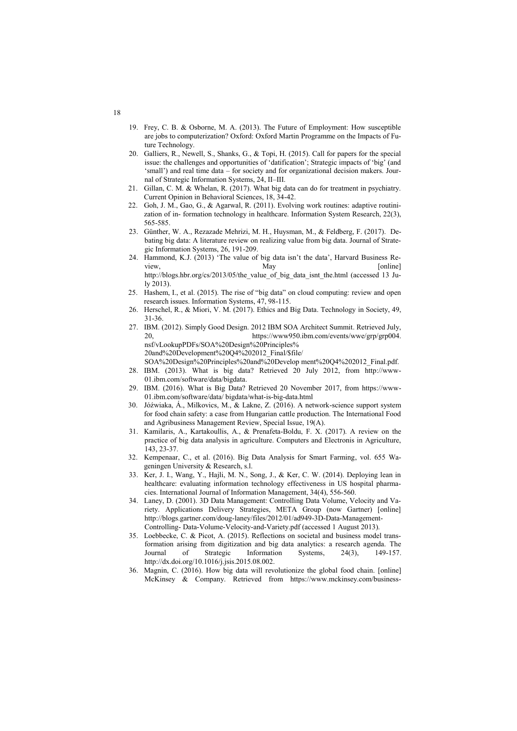19. Frey, C. B. & Osborne, M. A. (2013). The Future of Employment: How susceptible are jobs to computerization? Oxford: Oxford Martin Programme on the Impacts of Future Technology.
20. Galliers, R., Newell, S., Shanks, G., & Topi, H. (2015). Call for papers for the special issue: the challenges and opportunities of 'datification'; Strategic impacts of 'big' (and 'small') and real time data – for society and for organizational decision makers. Journal of Strategic Information Systems, 24, II–III.
21. Gillan, C. M. & Whelan, R. (2017). What big data can do for treatment in psychiatry. Current Opinion in Behavioral Sciences, 18, 34-42.
22. Goh, J. M., Gao, G., & Agarwal, R. (2011). Evolving work routines: adaptive routinization of in- formation technology in healthcare. Information System Research, 22(3), 565-585.
23. Günther, W. A., Rezazade Mehrizi, M. H., Huysman, M., & Feldberg, F. (2017). Debating big data: A literature review on realizing value from big data. Journal of Strategic Information Systems, 26, 191-209.
24. Hammond, K.J. (2013) 'The value of big data isn't the data', Harvard Business Review, May [online] http://blogs.hbr.org/cs/2013/05/the_value_of_big_data_isnt_the.html (accessed 13 July 2013).
25. Hashem, I., et al. (2015). The rise of "big data" on cloud computing: review and open research issues. Information Systems, 47, 98-115.
26. Herschel, R., & Miori, V. M. (2017). Ethics and Big Data. Technology in Society, 49, 31-36.
27. IBM. (2012). Simply Good Design. 2012 IBM SOA Architect Summit. Retrieved July, 20, https://www950.ibm.com/events/wwe/grp/grp004.nsf/vLookupPDFs/SOA%20Design%20Principles%20and%20Development%20Q4%202012_Final/$file/SOA%20Design%20Principles%20and%20Develop ment%20Q4%202012_Final.pdf.
28. IBM. (2013). What is big data? Retrieved 20 July 2012, from http://www-01.ibm.com/software/data/bigdata.
29. IBM. (2016). What is Big Data? Retrieved 20 November 2017, from https://www-01.ibm.com/software/data/ bigdata/what-is-big-data.html
30. Jóźwiaka, Á., Milkovics, M., & Lakne, Z. (2016). A network-science support system for food chain safety: a case from Hungarian cattle production. The International Food and Agribusiness Management Review, Special Issue, 19(A).
31. Kamilaris, A., Kartakoullis, A., & Prenafeta-Boldu, F. X. (2017). A review on the practice of big data analysis in agriculture. Computers and Electronis in Agriculture, 143, 23-37.
32. Kempenaar, C., et al. (2016). Big Data Analysis for Smart Farming, vol. 655 Wageningen University & Research, s.l.
33. Ker, J. I., Wang, Y., Hajli, M. N., Song, J., & Ker, C. W. (2014). Deploying lean in healthcare: evaluating information technology effectiveness in US hospital pharmacies. International Journal of Information Management, 34(4), 556-560.
34. Laney, D. (2001). 3D Data Management: Controlling Data Volume, Velocity and Variety. Applications Delivery Strategies, META Group (now Gartner) [online] http://blogs.gartner.com/doug-laney/files/2012/01/ad949-3D-Data-Management-Controlling- Data-Volume-Velocity-and-Variety.pdf (accessed 1 August 2013).
35. Loebbecke, C. & Picot, A. (2015). Reflections on societal and business model transformation arising from digitization and big data analytics: a research agenda. The Journal of Strategic Information Systems, 24(3), 149-157. http://dx.doi.org/10.1016/j.jsis.2015.08.002.
36. Magnin, C. (2016). How big data will revolutionize the global food chain. [online] McKinsey & Company. Retrieved from https://www.mckinsey.com/business-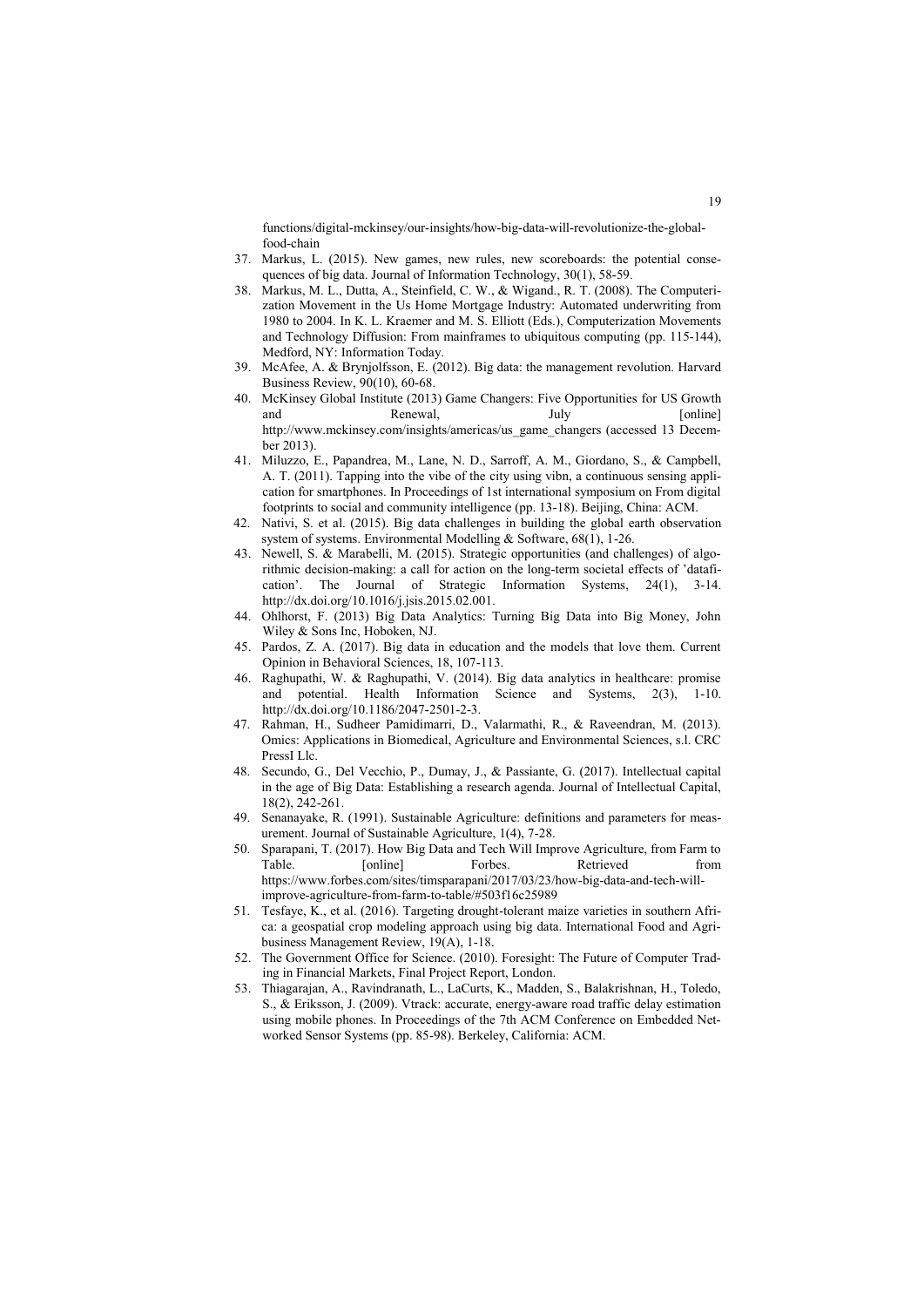functions/digital-mckinsey/our-insights/how-big-data-will-revolutionize-the-global-food-chain

37. Markus, L. (2015). New games, new rules, new scoreboards: the potential consequences of big data. Journal of Information Technology, 30(1), 58-59.
38. Markus, M. L., Dutta, A., Steinfield, C. W., & Wigand., R. T. (2008). The Computerization Movement in the Us Home Mortgage Industry: Automated underwriting from 1980 to 2004. In K. L. Kraemer and M. S. Elliott (Eds.), Computerization Movements and Technology Diffusion: From mainframes to ubiquitous computing (pp. 115-144), Medford, NY: Information Today.
39. McAfee, A. & Brynjolfsson, E. (2012). Big data: the management revolution. Harvard Business Review, 90(10), 60-68.
40. McKinsey Global Institute (2013) Game Changers: Five Opportunities for US Growth and Renewal, July [online] http://www.mckinsey.com/insights/americas/us_game_changers (accessed 13 December 2013).
41. Miluzzo, E., Papandrea, M., Lane, N. D., Sarroff, A. M., Giordano, S., & Campbell, A. T. (2011). Tapping into the vibe of the city using vibn, a continuous sensing application for smartphones. In Proceedings of 1st international symposium on From digital footprints to social and community intelligence (pp. 13-18). Beijing, China: ACM.
42. Nativi, S. et al. (2015). Big data challenges in building the global earth observation system of systems. Environmental Modelling & Software, 68(1), 1-26.
43. Newell, S. & Marabelli, M. (2015). Strategic opportunities (and challenges) of algorithmic decision-making: a call for action on the long-term societal effects of 'datafication'. The Journal of Strategic Information Systems, 24(1), 3-14. http://dx.doi.org/10.1016/j.jsis.2015.02.001.
44. Ohlhorst, F. (2013) Big Data Analytics: Turning Big Data into Big Money, John Wiley & Sons Inc, Hoboken, NJ.
45. Pardos, Z. A. (2017). Big data in education and the models that love them. Current Opinion in Behavioral Sciences, 18, 107-113.
46. Raghupathi, W. & Raghupathi, V. (2014). Big data analytics in healthcare: promise and potential. Health Information Science and Systems, 2(3), 1-10. http://dx.doi.org/10.1186/2047-2501-2-3.
47. Rahman, H., Sudheer Pamidimarri, D., Valarmathi, R., & Raveendran, M. (2013). Omics: Applications in Biomedical, Agriculture and Environmental Sciences, s.l. CRC PressI Llc.
48. Secundo, G., Del Vecchio, P., Dumay, J., & Passiante, G. (2017). Intellectual capital in the age of Big Data: Establishing a research agenda. Journal of Intellectual Capital, 18(2), 242-261.
49. Senanayake, R. (1991). Sustainable Agriculture: definitions and parameters for measurement. Journal of Sustainable Agriculture, 1(4), 7-28.
50. Sparapani, T. (2017). How Big Data and Tech Will Improve Agriculture, from Farm to Table. [online] Forbes. Retrieved from https://www.forbes.com/sites/timsparapani/2017/03/23/how-big-data-and-tech-will-improve-agriculture-from-farm-to-table/#503f16c25989
51. Tesfaye, K., et al. (2016). Targeting drought-tolerant maize varieties in southern Africa: a geospatial crop modeling approach using big data. International Food and Agribusiness Management Review, 19(A), 1-18.
52. The Government Office for Science. (2010). Foresight: The Future of Computer Trading in Financial Markets, Final Project Report, London.
53. Thiagarajan, A., Ravindranath, L., LaCurts, K., Madden, S., Balakrishnan, H., Toledo, S., & Eriksson, J. (2009). Vtrack: accurate, energy-aware road traffic delay estimation using mobile phones. In Proceedings of the 7th ACM Conference on Embedded Networked Sensor Systems (pp. 85-98). Berkeley, California: ACM.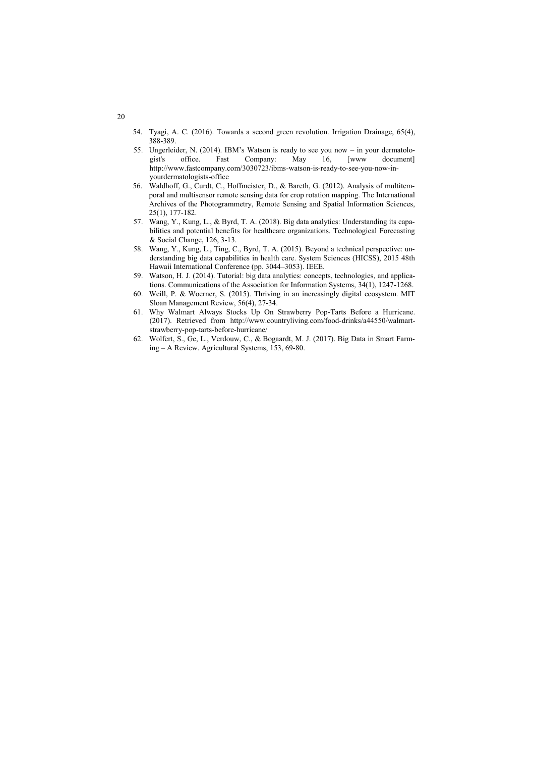54. Tyagi, A. C. (2016). Towards a second green revolution. Irrigation Drainage, 65(4), 388-389.
55. Ungerleider, N. (2014). IBM's Watson is ready to see you now – in your dermatologist's office. Fast Company: May 16, [www document] http://www.fastcompany.com/3030723/ibms-watson-is-ready-to-see-you-now-in-yourdermatologists-office
56. Waldhoff, G., Curdt, C., Hoffmeister, D., & Bareth, G. (2012). Analysis of multitemporal and multisensor remote sensing data for crop rotation mapping. The International Archives of the Photogrammetry, Remote Sensing and Spatial Information Sciences, 25(1), 177-182.
57. Wang, Y., Kung, L., & Byrd, T. A. (2018). Big data analytics: Understanding its capabilities and potential benefits for healthcare organizations. Technological Forecasting & Social Change, 126, 3-13.
58. Wang, Y., Kung, L., Ting, C., Byrd, T. A. (2015). Beyond a technical perspective: understanding big data capabilities in health care. System Sciences (HICSS), 2015 48th Hawaii International Conference (pp. 3044–3053). IEEE.
59. Watson, H. J. (2014). Tutorial: big data analytics: concepts, technologies, and applications. Communications of the Association for Information Systems, 34(1), 1247-1268.
60. Weill, P. & Woerner, S. (2015). Thriving in an increasingly digital ecosystem. MIT Sloan Management Review, 56(4), 27-34.
61. Why Walmart Always Stocks Up On Strawberry Pop-Tarts Before a Hurricane. (2017). Retrieved from http://www.countryliving.com/food-drinks/a44550/walmart-strawberry-pop-tarts-before-hurricane/
62. Wolfert, S., Ge, L., Verdouw, C., & Bogaardt, M. J. (2017). Big Data in Smart Farming – A Review. Agricultural Systems, 153, 69-80.